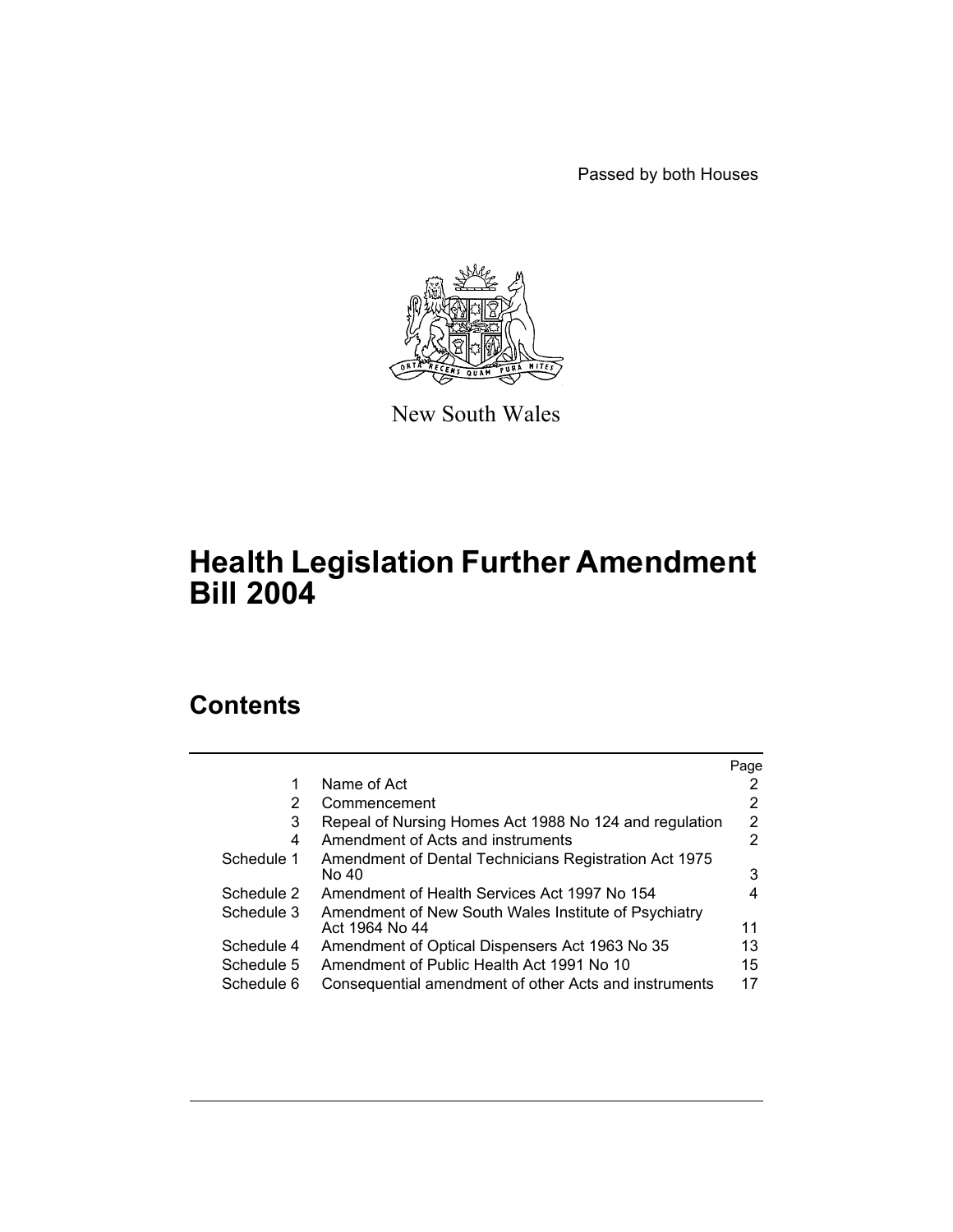Passed by both Houses

New South Wales

# Health Legislation Further Amendment Bill 2004

## Contents

| | | Page |
|---|---|---|
| 1 | Name of Act | 2 |
| 2 | Commencement | 2 |
| 3 | Repeal of Nursing Homes Act 1988 No 124 and regulation | 2 |
| 4 | Amendment of Acts and instruments | 2 |
| Schedule 1 | Amendment of Dental Technicians Registration Act 1975 No 40 | 3 |
| Schedule 2 | Amendment of Health Services Act 1997 No 154 | 4 |
| Schedule 3 | Amendment of New South Wales Institute of Psychiatry Act 1964 No 44 | 11 |
| Schedule 4 | Amendment of Optical Dispensers Act 1963 No 35 | 13 |
| Schedule 5 | Amendment of Public Health Act 1991 No 10 | 15 |
| Schedule 6 | Consequential amendment of other Acts and instruments | 17 |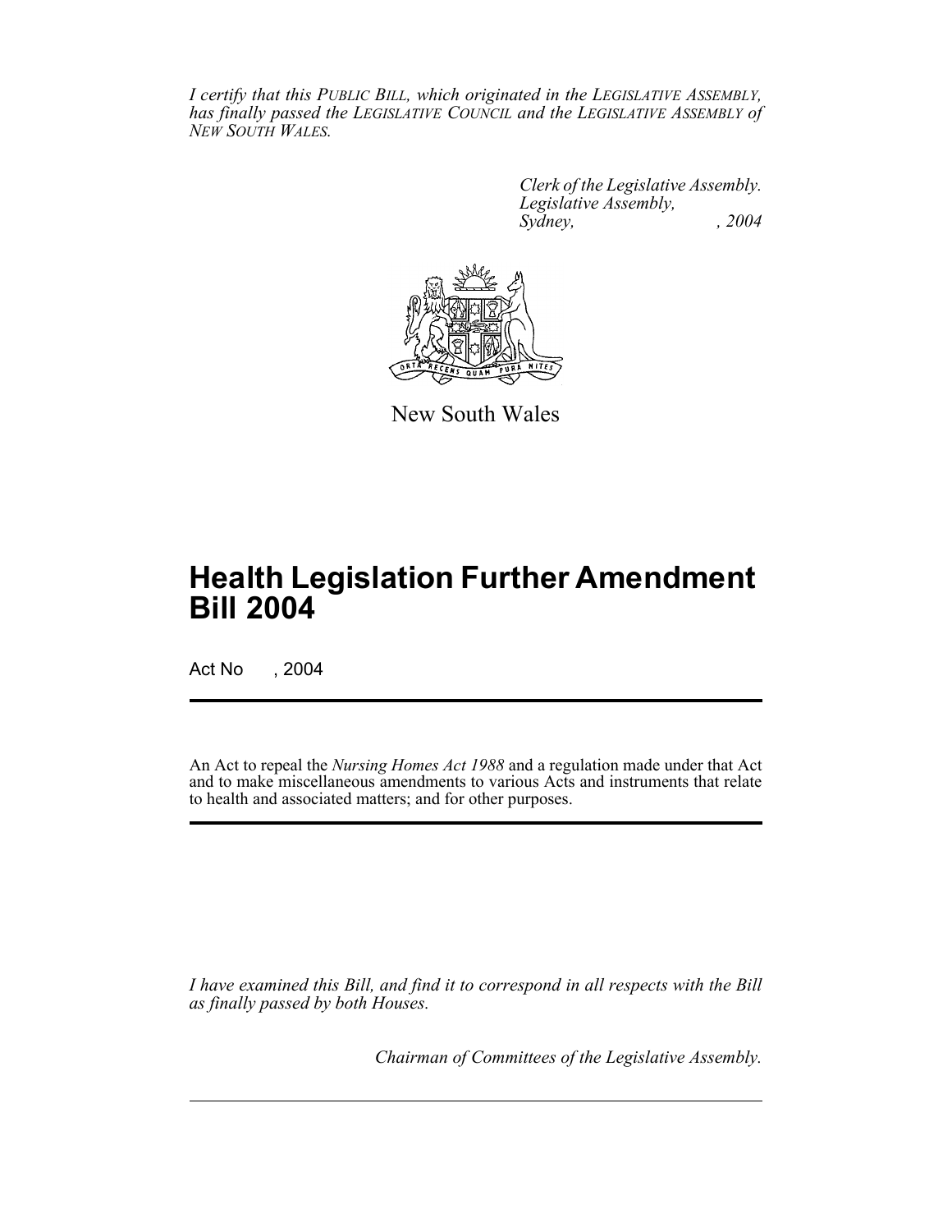*I certify that this PUBLIC BILL, which originated in the LEGISLATIVE ASSEMBLY, has finally passed the LEGISLATIVE COUNCIL and the LEGISLATIVE ASSEMBLY of NEW SOUTH WALES.*

*Clerk of the Legislative Assembly.*
*Legislative Assembly,*
*Sydney, , 2004*

New South Wales

# Health Legislation Further Amendment Bill 2004

Act No , 2004

An Act to repeal the *Nursing Homes Act 1988* and a regulation made under that Act and to make miscellaneous amendments to various Acts and instruments that relate to health and associated matters; and for other purposes.

*I have examined this Bill, and find it to correspond in all respects with the Bill as finally passed by both Houses.*

*Chairman of Committees of the Legislative Assembly.*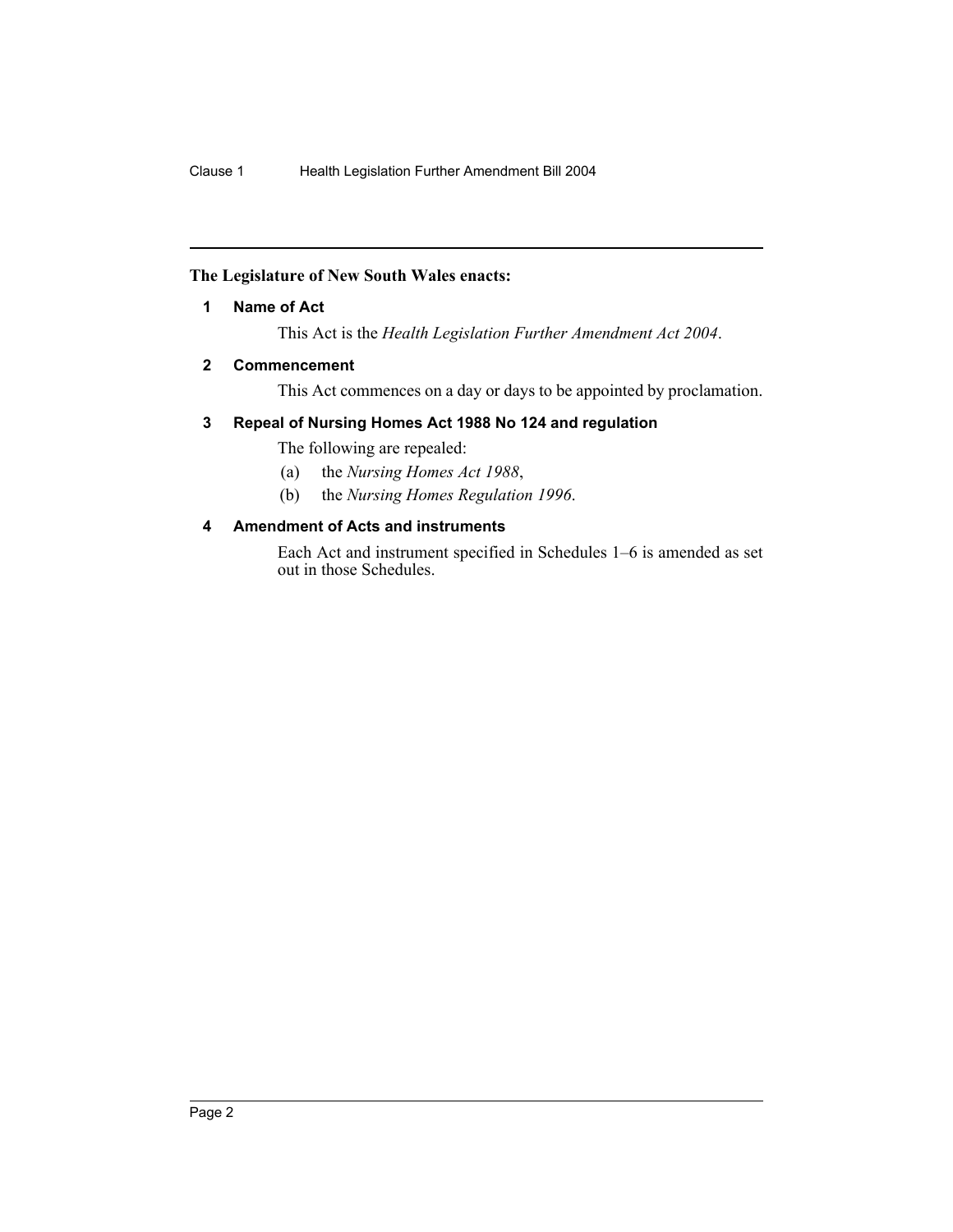**The Legislature of New South Wales enacts:**

## 1 Name of Act

This Act is the *Health Legislation Further Amendment Act 2004*.

## 2 Commencement

This Act commences on a day or days to be appointed by proclamation.

## 3 Repeal of Nursing Homes Act 1988 No 124 and regulation

The following are repealed:

(a) the *Nursing Homes Act 1988*,

(b) the *Nursing Homes Regulation 1996*.

## 4 Amendment of Acts and instruments

Each Act and instrument specified in Schedules 1–6 is amended as set out in those Schedules.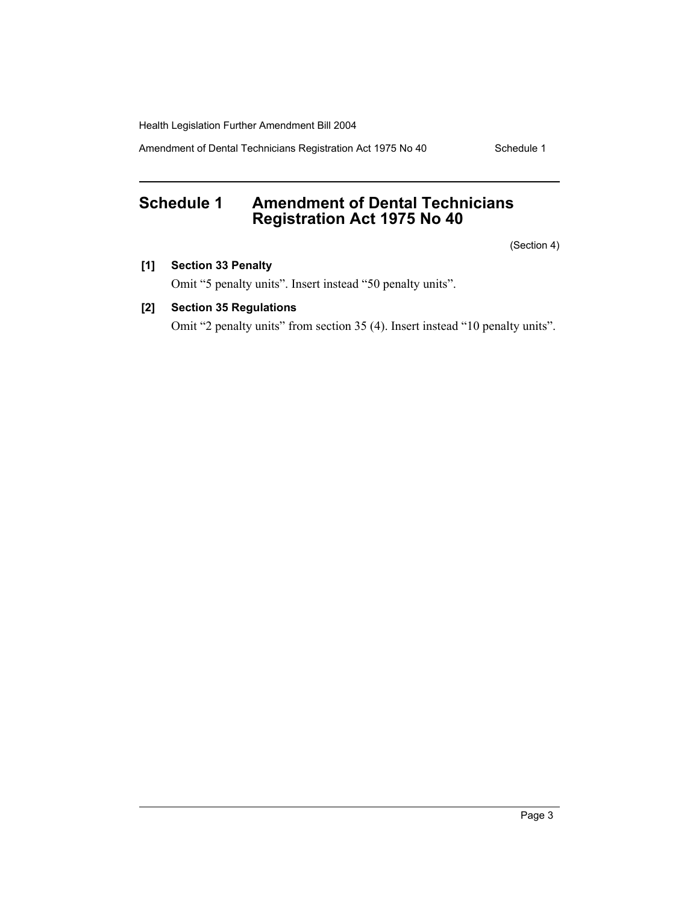# Schedule 1 Amendment of Dental Technicians Registration Act 1975 No 40

(Section 4)

**[1] Section 33 Penalty**

Omit "5 penalty units". Insert instead "50 penalty units".

**[2] Section 35 Regulations**

Omit "2 penalty units" from section 35 (4). Insert instead "10 penalty units".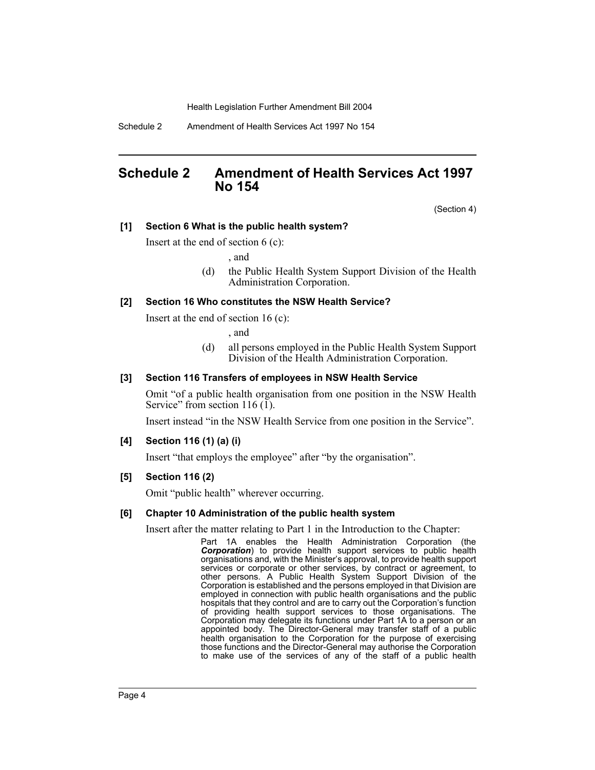# Schedule 2 Amendment of Health Services Act 1997 No 154

(Section 4)

**[1] Section 6 What is the public health system?**

Insert at the end of section 6 (c):

, and

(d) the Public Health System Support Division of the Health Administration Corporation.

**[2] Section 16 Who constitutes the NSW Health Service?**

Insert at the end of section 16 (c):

, and

(d) all persons employed in the Public Health System Support Division of the Health Administration Corporation.

**[3] Section 116 Transfers of employees in NSW Health Service**

Omit "of a public health organisation from one position in the NSW Health Service" from section 116 (1).

Insert instead "in the NSW Health Service from one position in the Service".

**[4] Section 116 (1) (a) (i)**

Insert "that employs the employee" after "by the organisation".

**[5] Section 116 (2)**

Omit "public health" wherever occurring.

**[6] Chapter 10 Administration of the public health system**

Insert after the matter relating to Part 1 in the Introduction to the Chapter:

Part 1A enables the Health Administration Corporation (the ***Corporation***) to provide health support services to public health organisations and, with the Minister's approval, to provide health support services or corporate or other services, by contract or agreement, to other persons. A Public Health System Support Division of the Corporation is established and the persons employed in that Division are employed in connection with public health organisations and the public hospitals that they control and are to carry out the Corporation's function of providing health support services to those organisations. The Corporation may delegate its functions under Part 1A to a person or an appointed body. The Director-General may transfer staff of a public health organisation to the Corporation for the purpose of exercising those functions and the Director-General may authorise the Corporation to make use of the services of any of the staff of a public health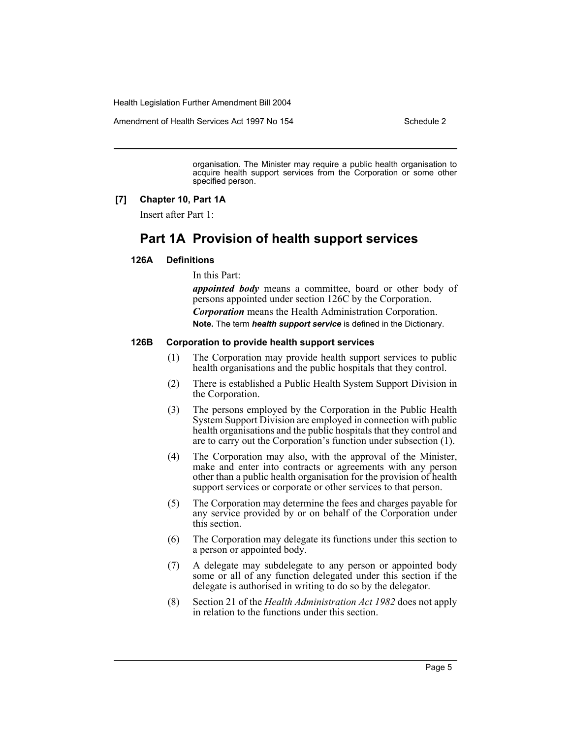organisation. The Minister may require a public health organisation to acquire health support services from the Corporation or some other specified person.

**[7] Chapter 10, Part 1A**

Insert after Part 1:

## Part 1A Provision of health support services

**126A Definitions**

In this Part:

***appointed body*** means a committee, board or other body of persons appointed under section 126C by the Corporation.

***Corporation*** means the Health Administration Corporation.

**Note.** The term ***health support service*** is defined in the Dictionary.

**126B Corporation to provide health support services**

(1) The Corporation may provide health support services to public health organisations and the public hospitals that they control.

(2) There is established a Public Health System Support Division in the Corporation.

(3) The persons employed by the Corporation in the Public Health System Support Division are employed in connection with public health organisations and the public hospitals that they control and are to carry out the Corporation's function under subsection (1).

(4) The Corporation may also, with the approval of the Minister, make and enter into contracts or agreements with any person other than a public health organisation for the provision of health support services or corporate or other services to that person.

(5) The Corporation may determine the fees and charges payable for any service provided by or on behalf of the Corporation under this section.

(6) The Corporation may delegate its functions under this section to a person or appointed body.

(7) A delegate may subdelegate to any person or appointed body some or all of any function delegated under this section if the delegate is authorised in writing to do so by the delegator.

(8) Section 21 of the *Health Administration Act 1982* does not apply in relation to the functions under this section.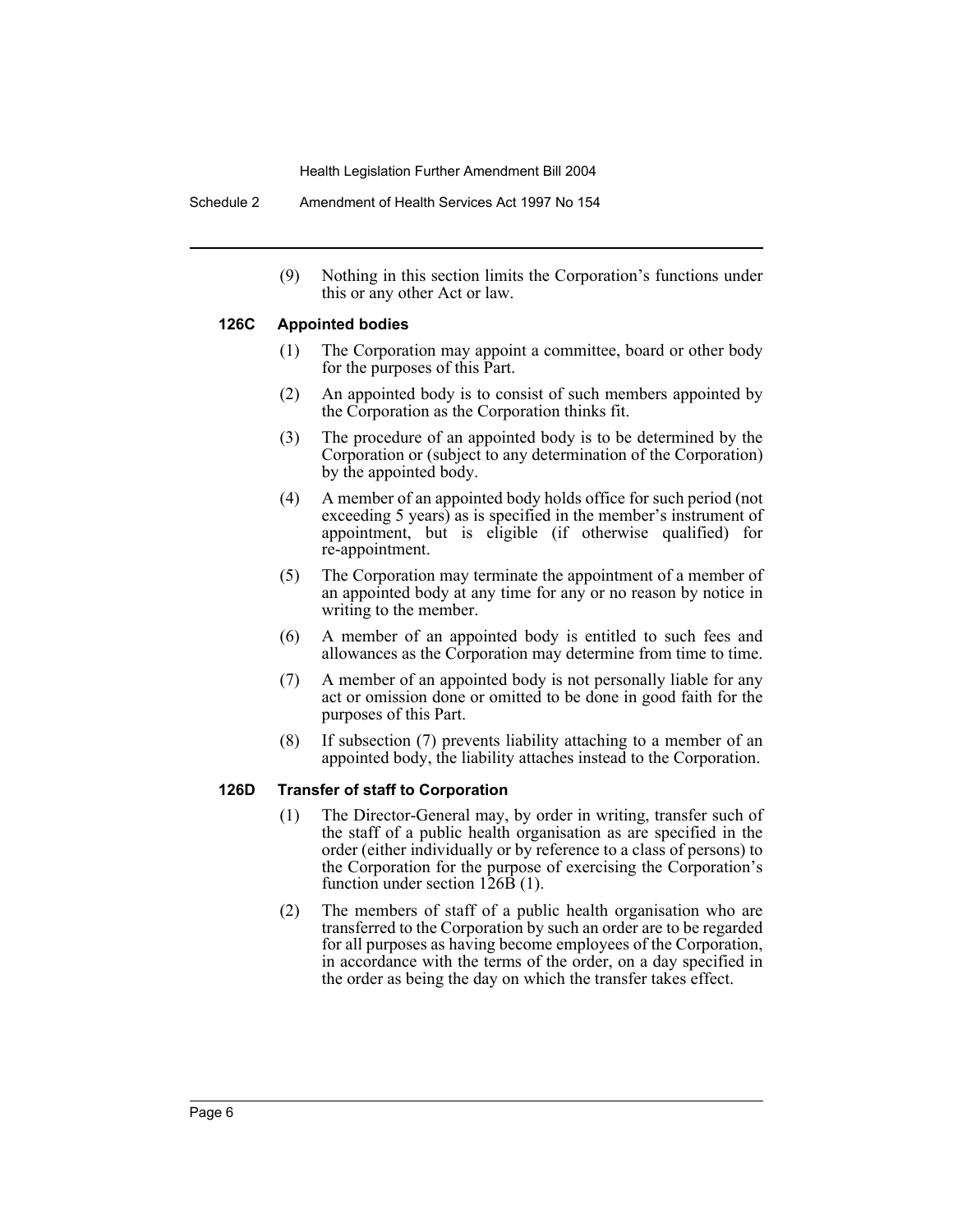(9) Nothing in this section limits the Corporation's functions under this or any other Act or law.

### 126C Appointed bodies

(1) The Corporation may appoint a committee, board or other body for the purposes of this Part.

(2) An appointed body is to consist of such members appointed by the Corporation as the Corporation thinks fit.

(3) The procedure of an appointed body is to be determined by the Corporation or (subject to any determination of the Corporation) by the appointed body.

(4) A member of an appointed body holds office for such period (not exceeding 5 years) as is specified in the member's instrument of appointment, but is eligible (if otherwise qualified) for re-appointment.

(5) The Corporation may terminate the appointment of a member of an appointed body at any time for any or no reason by notice in writing to the member.

(6) A member of an appointed body is entitled to such fees and allowances as the Corporation may determine from time to time.

(7) A member of an appointed body is not personally liable for any act or omission done or omitted to be done in good faith for the purposes of this Part.

(8) If subsection (7) prevents liability attaching to a member of an appointed body, the liability attaches instead to the Corporation.

### 126D Transfer of staff to Corporation

(1) The Director-General may, by order in writing, transfer such of the staff of a public health organisation as are specified in the order (either individually or by reference to a class of persons) to the Corporation for the purpose of exercising the Corporation's function under section 126B (1).

(2) The members of staff of a public health organisation who are transferred to the Corporation by such an order are to be regarded for all purposes as having become employees of the Corporation, in accordance with the terms of the order, on a day specified in the order as being the day on which the transfer takes effect.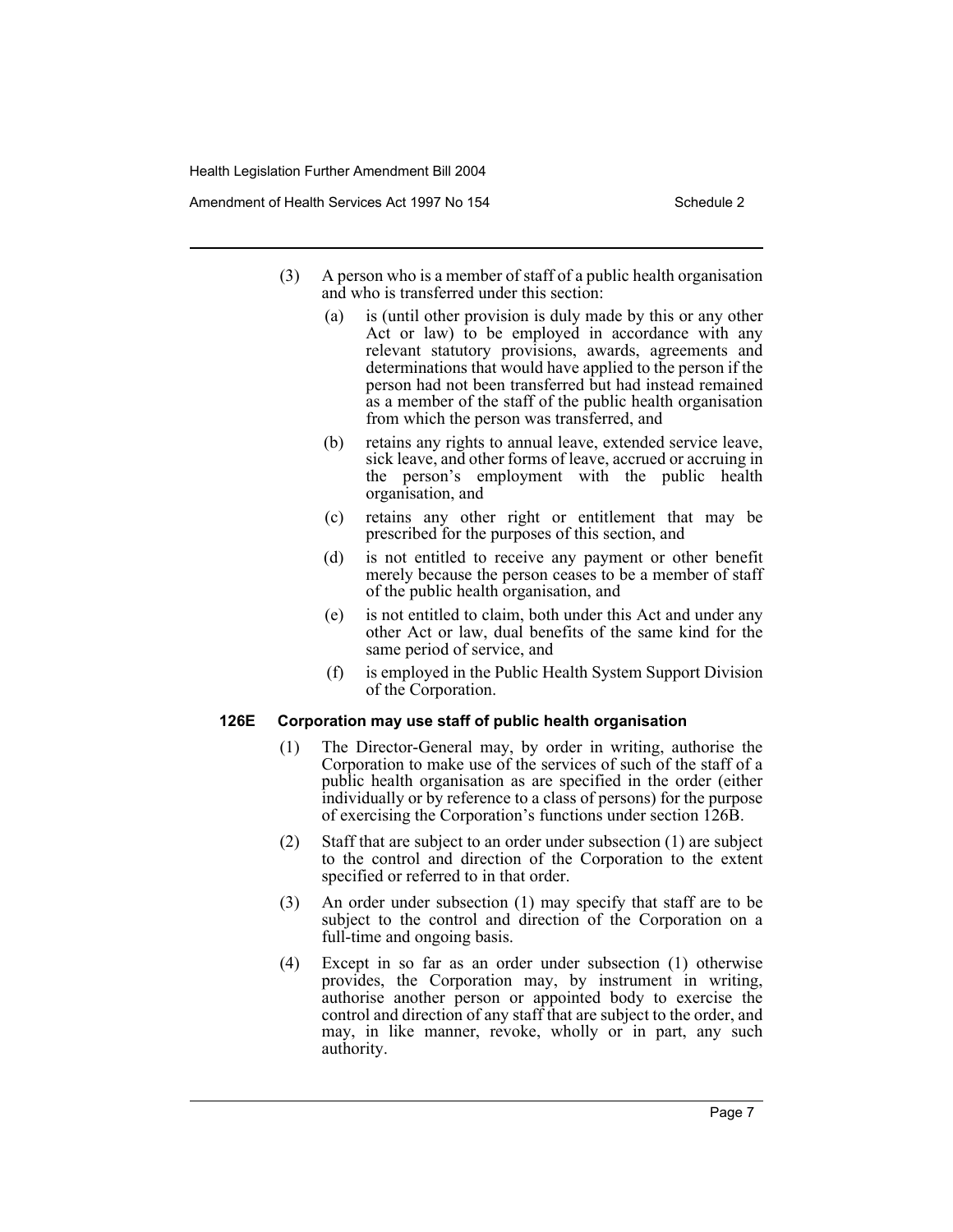(3) A person who is a member of staff of a public health organisation and who is transferred under this section:

(a) is (until other provision is duly made by this or any other Act or law) to be employed in accordance with any relevant statutory provisions, awards, agreements and determinations that would have applied to the person if the person had not been transferred but had instead remained as a member of the staff of the public health organisation from which the person was transferred, and

(b) retains any rights to annual leave, extended service leave, sick leave, and other forms of leave, accrued or accruing in the person's employment with the public health organisation, and

(c) retains any other right or entitlement that may be prescribed for the purposes of this section, and

(d) is not entitled to receive any payment or other benefit merely because the person ceases to be a member of staff of the public health organisation, and

(e) is not entitled to claim, both under this Act and under any other Act or law, dual benefits of the same kind for the same period of service, and

(f) is employed in the Public Health System Support Division of the Corporation.

**126E Corporation may use staff of public health organisation**

(1) The Director-General may, by order in writing, authorise the Corporation to make use of the services of such of the staff of a public health organisation as are specified in the order (either individually or by reference to a class of persons) for the purpose of exercising the Corporation's functions under section 126B.

(2) Staff that are subject to an order under subsection (1) are subject to the control and direction of the Corporation to the extent specified or referred to in that order.

(3) An order under subsection (1) may specify that staff are to be subject to the control and direction of the Corporation on a full-time and ongoing basis.

(4) Except in so far as an order under subsection (1) otherwise provides, the Corporation may, by instrument in writing, authorise another person or appointed body to exercise the control and direction of any staff that are subject to the order, and may, in like manner, revoke, wholly or in part, any such authority.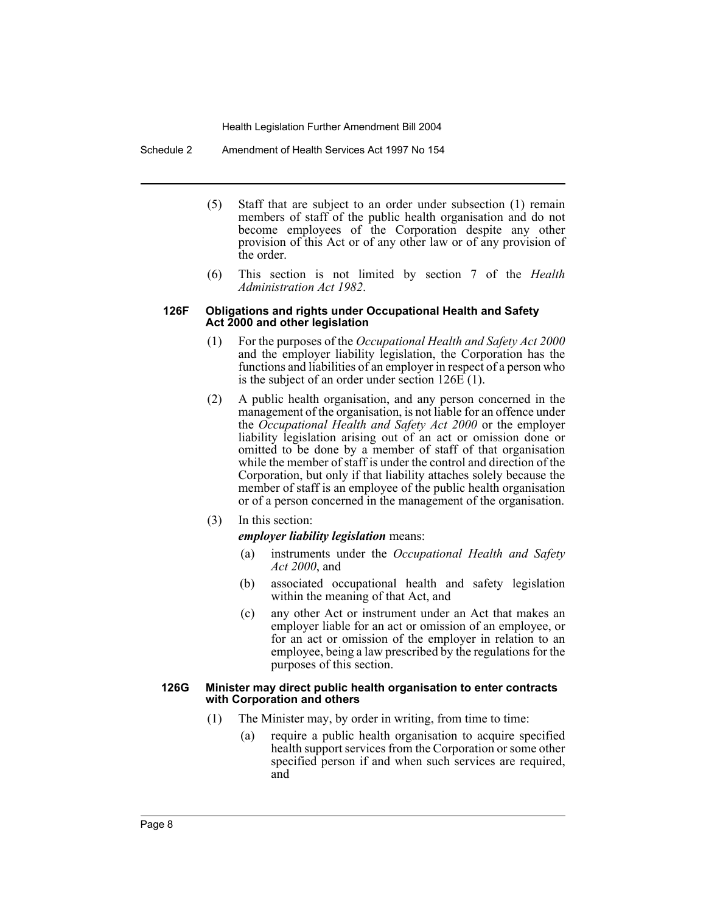(5) Staff that are subject to an order under subsection (1) remain members of staff of the public health organisation and do not become employees of the Corporation despite any other provision of this Act or of any other law or of any provision of the order.

(6) This section is not limited by section 7 of the *Health Administration Act 1982*.

#### 126F Obligations and rights under Occupational Health and Safety Act 2000 and other legislation

(1) For the purposes of the *Occupational Health and Safety Act 2000* and the employer liability legislation, the Corporation has the functions and liabilities of an employer in respect of a person who is the subject of an order under section 126E (1).

(2) A public health organisation, and any person concerned in the management of the organisation, is not liable for an offence under the *Occupational Health and Safety Act 2000* or the employer liability legislation arising out of an act or omission done or omitted to be done by a member of staff of that organisation while the member of staff is under the control and direction of the Corporation, but only if that liability attaches solely because the member of staff is an employee of the public health organisation or of a person concerned in the management of the organisation.

(3) In this section:

***employer liability legislation*** means:

- (a) instruments under the *Occupational Health and Safety Act 2000*, and
- (b) associated occupational health and safety legislation within the meaning of that Act, and
- (c) any other Act or instrument under an Act that makes an employer liable for an act or omission of an employee, or for an act or omission of the employer in relation to an employee, being a law prescribed by the regulations for the purposes of this section.

#### 126G Minister may direct public health organisation to enter contracts with Corporation and others

(1) The Minister may, by order in writing, from time to time:

- (a) require a public health organisation to acquire specified health support services from the Corporation or some other specified person if and when such services are required, and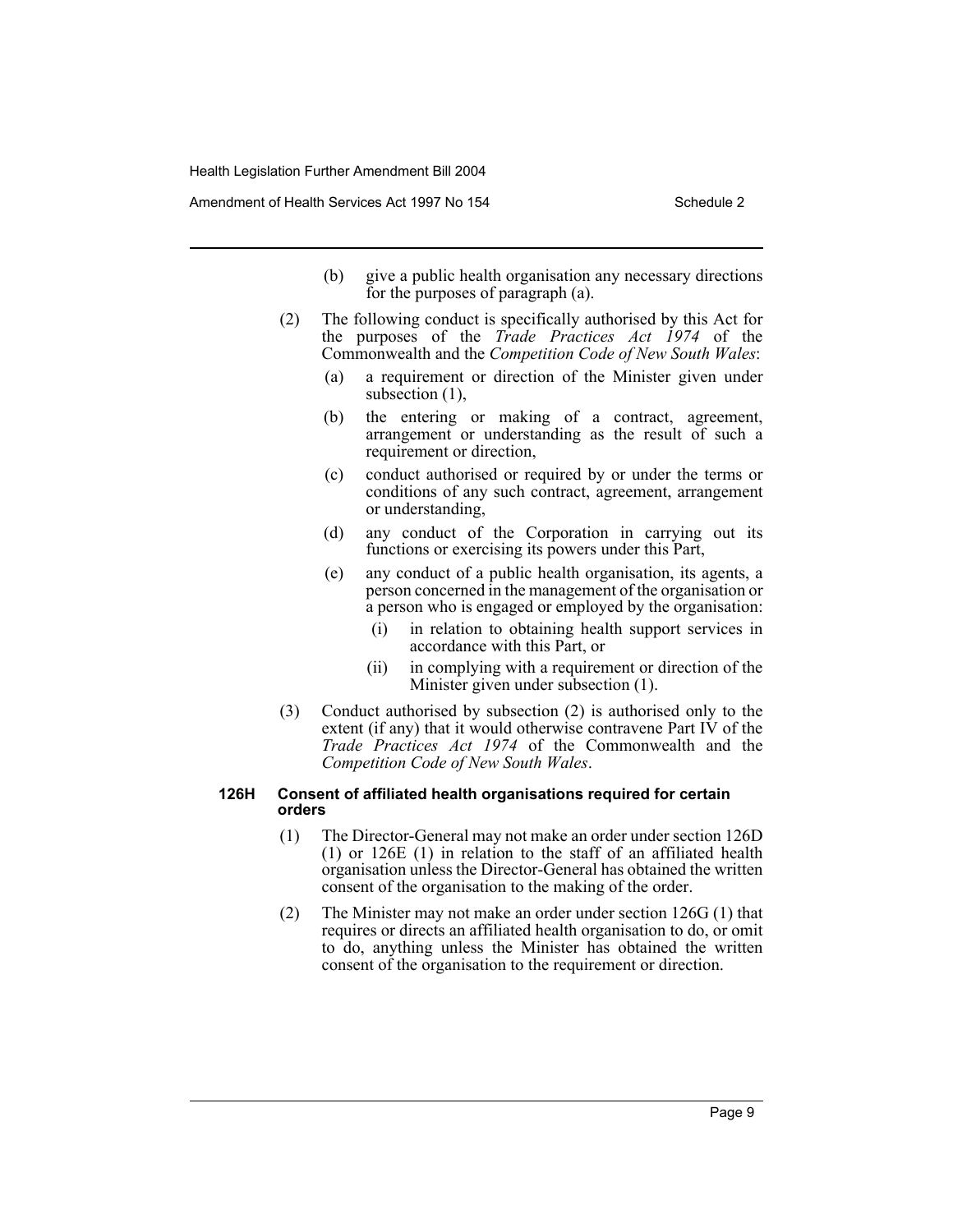(b) give a public health organisation any necessary directions for the purposes of paragraph (a).

(2) The following conduct is specifically authorised by this Act for the purposes of the *Trade Practices Act 1974* of the Commonwealth and the *Competition Code of New South Wales*:

(a) a requirement or direction of the Minister given under subsection (1),

(b) the entering or making of a contract, agreement, arrangement or understanding as the result of such a requirement or direction,

(c) conduct authorised or required by or under the terms or conditions of any such contract, agreement, arrangement or understanding,

(d) any conduct of the Corporation in carrying out its functions or exercising its powers under this Part,

(e) any conduct of a public health organisation, its agents, a person concerned in the management of the organisation or a person who is engaged or employed by the organisation:

(i) in relation to obtaining health support services in accordance with this Part, or

(ii) in complying with a requirement or direction of the Minister given under subsection (1).

(3) Conduct authorised by subsection (2) is authorised only to the extent (if any) that it would otherwise contravene Part IV of the *Trade Practices Act 1974* of the Commonwealth and the *Competition Code of New South Wales*.

### 126H Consent of affiliated health organisations required for certain orders

(1) The Director-General may not make an order under section 126D (1) or 126E (1) in relation to the staff of an affiliated health organisation unless the Director-General has obtained the written consent of the organisation to the making of the order.

(2) The Minister may not make an order under section 126G (1) that requires or directs an affiliated health organisation to do, or omit to do, anything unless the Minister has obtained the written consent of the organisation to the requirement or direction.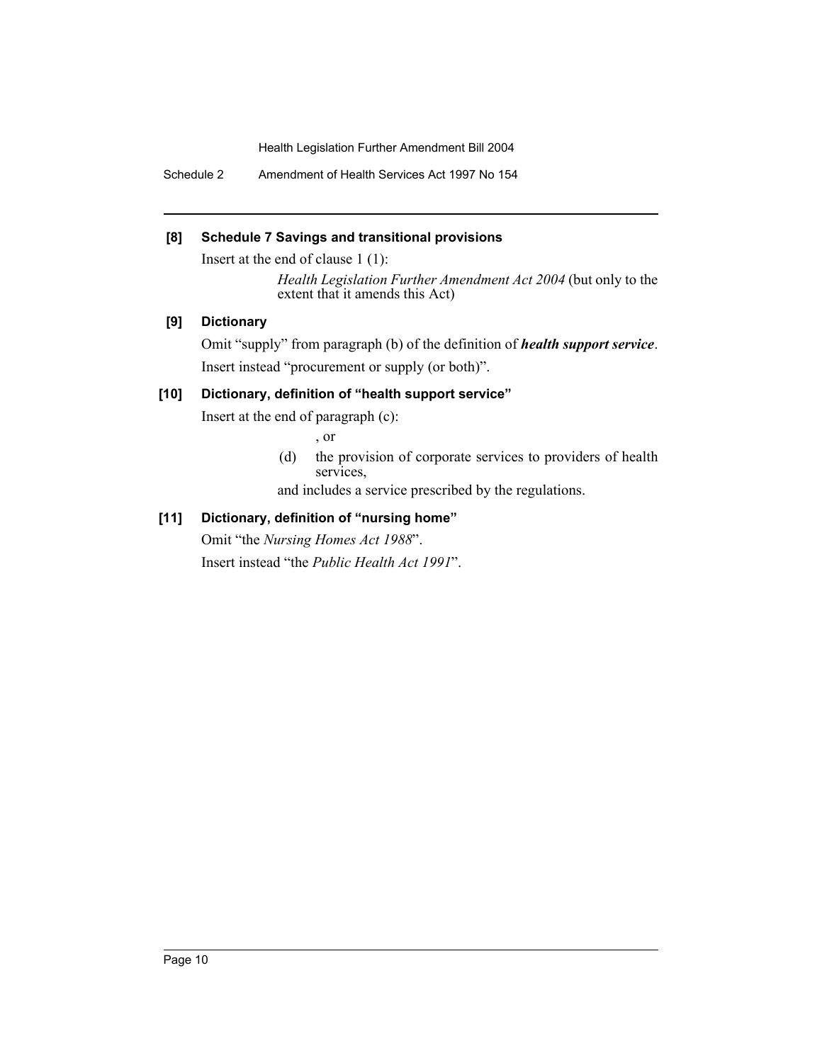**[8] Schedule 7 Savings and transitional provisions**

Insert at the end of clause 1 (1):

> *Health Legislation Further Amendment Act 2004* (but only to the extent that it amends this Act)

**[9] Dictionary**

Omit "supply" from paragraph (b) of the definition of ***health support service***.

Insert instead "procurement or supply (or both)".

**[10] Dictionary, definition of "health support service"**

Insert at the end of paragraph (c):

> , or
>
> (d) the provision of corporate services to providers of health services,
>
> and includes a service prescribed by the regulations.

**[11] Dictionary, definition of "nursing home"**

Omit "the *Nursing Homes Act 1988*".

Insert instead "the *Public Health Act 1991*".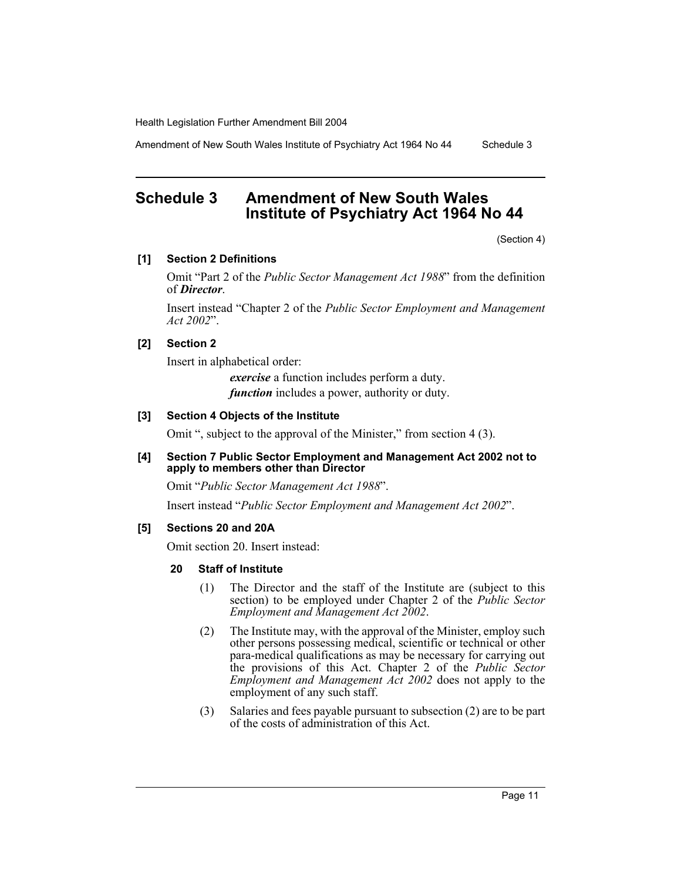## Schedule 3 Amendment of New South Wales Institute of Psychiatry Act 1964 No 44

(Section 4)

**[1] Section 2 Definitions**

Omit "Part 2 of the *Public Sector Management Act 1988*" from the definition of ***Director***.

Insert instead "Chapter 2 of the *Public Sector Employment and Management Act 2002*".

**[2] Section 2**

Insert in alphabetical order:

> ***exercise*** a function includes perform a duty.
>
> ***function*** includes a power, authority or duty.

**[3] Section 4 Objects of the Institute**

Omit ", subject to the approval of the Minister," from section 4 (3).

**[4] Section 7 Public Sector Employment and Management Act 2002 not to apply to members other than Director**

Omit "*Public Sector Management Act 1988*".

Insert instead "*Public Sector Employment and Management Act 2002*".

**[5] Sections 20 and 20A**

Omit section 20. Insert instead:

**20 Staff of Institute**

(1) The Director and the staff of the Institute are (subject to this section) to be employed under Chapter 2 of the *Public Sector Employment and Management Act 2002*.

(2) The Institute may, with the approval of the Minister, employ such other persons possessing medical, scientific or technical or other para-medical qualifications as may be necessary for carrying out the provisions of this Act. Chapter 2 of the *Public Sector Employment and Management Act 2002* does not apply to the employment of any such staff.

(3) Salaries and fees payable pursuant to subsection (2) are to be part of the costs of administration of this Act.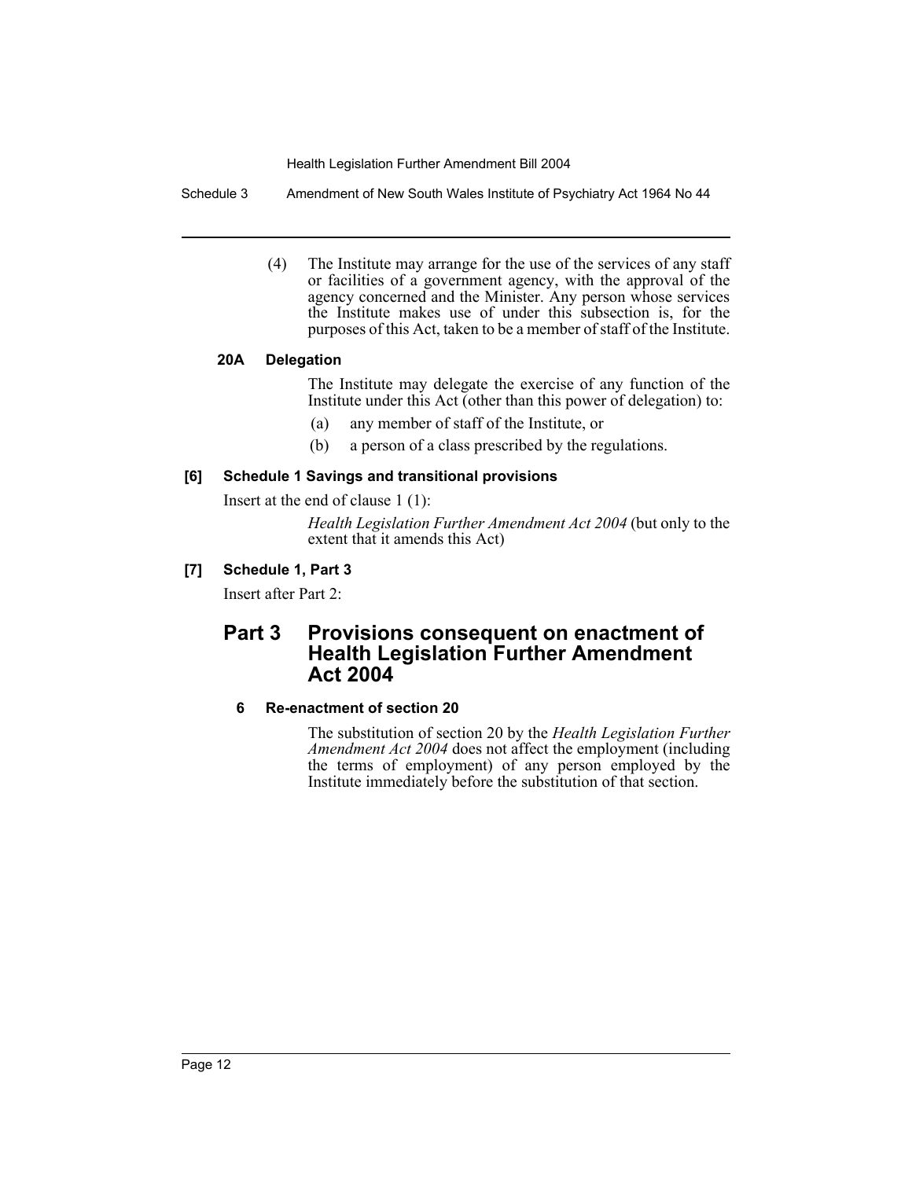(4) The Institute may arrange for the use of the services of any staff or facilities of a government agency, with the approval of the agency concerned and the Minister. Any person whose services the Institute makes use of under this subsection is, for the purposes of this Act, taken to be a member of staff of the Institute.

#### 20A Delegation

The Institute may delegate the exercise of any function of the Institute under this Act (other than this power of delegation) to:

(a) any member of staff of the Institute, or

(b) a person of a class prescribed by the regulations.

### [6] Schedule 1 Savings and transitional provisions

Insert at the end of clause 1 (1):

> *Health Legislation Further Amendment Act 2004* (but only to the extent that it amends this Act)

### [7] Schedule 1, Part 3

Insert after Part 2:

## Part 3 Provisions consequent on enactment of Health Legislation Further Amendment Act 2004

#### 6 Re-enactment of section 20

The substitution of section 20 by the *Health Legislation Further Amendment Act 2004* does not affect the employment (including the terms of employment) of any person employed by the Institute immediately before the substitution of that section.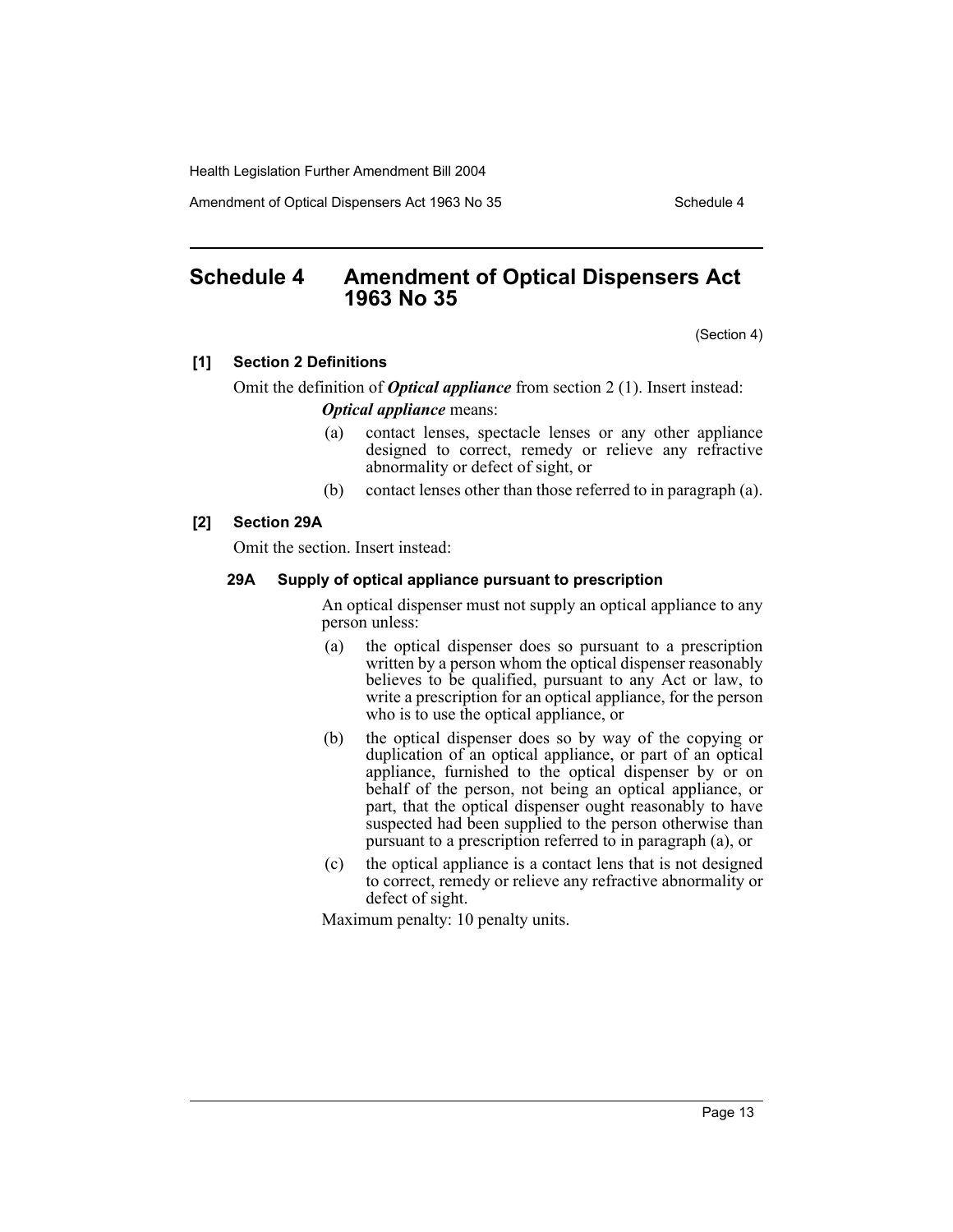# Schedule 4 Amendment of Optical Dispensers Act 1963 No 35

(Section 4)

**[1] Section 2 Definitions**

Omit the definition of ***Optical appliance*** from section 2 (1). Insert instead:

***Optical appliance*** means:

(a) contact lenses, spectacle lenses or any other appliance designed to correct, remedy or relieve any refractive abnormality or defect of sight, or

(b) contact lenses other than those referred to in paragraph (a).

**[2] Section 29A**

Omit the section. Insert instead:

**29A Supply of optical appliance pursuant to prescription**

An optical dispenser must not supply an optical appliance to any person unless:

(a) the optical dispenser does so pursuant to a prescription written by a person whom the optical dispenser reasonably believes to be qualified, pursuant to any Act or law, to write a prescription for an optical appliance, for the person who is to use the optical appliance, or

(b) the optical dispenser does so by way of the copying or duplication of an optical appliance, or part of an optical appliance, furnished to the optical dispenser by or on behalf of the person, not being an optical appliance, or part, that the optical dispenser ought reasonably to have suspected had been supplied to the person otherwise than pursuant to a prescription referred to in paragraph (a), or

(c) the optical appliance is a contact lens that is not designed to correct, remedy or relieve any refractive abnormality or defect of sight.

Maximum penalty: 10 penalty units.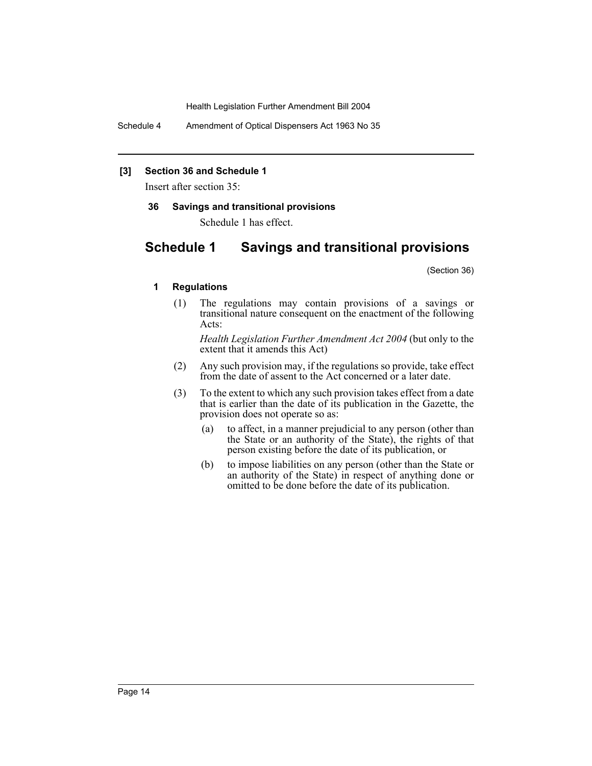**[3] Section 36 and Schedule 1**

Insert after section 35:

**36 Savings and transitional provisions**

Schedule 1 has effect.

## Schedule 1 Savings and transitional provisions

(Section 36)

**1 Regulations**

(1) The regulations may contain provisions of a savings or transitional nature consequent on the enactment of the following Acts:

*Health Legislation Further Amendment Act 2004* (but only to the extent that it amends this Act)

(2) Any such provision may, if the regulations so provide, take effect from the date of assent to the Act concerned or a later date.

(3) To the extent to which any such provision takes effect from a date that is earlier than the date of its publication in the Gazette, the provision does not operate so as:

(a) to affect, in a manner prejudicial to any person (other than the State or an authority of the State), the rights of that person existing before the date of its publication, or

(b) to impose liabilities on any person (other than the State or an authority of the State) in respect of anything done or omitted to be done before the date of its publication.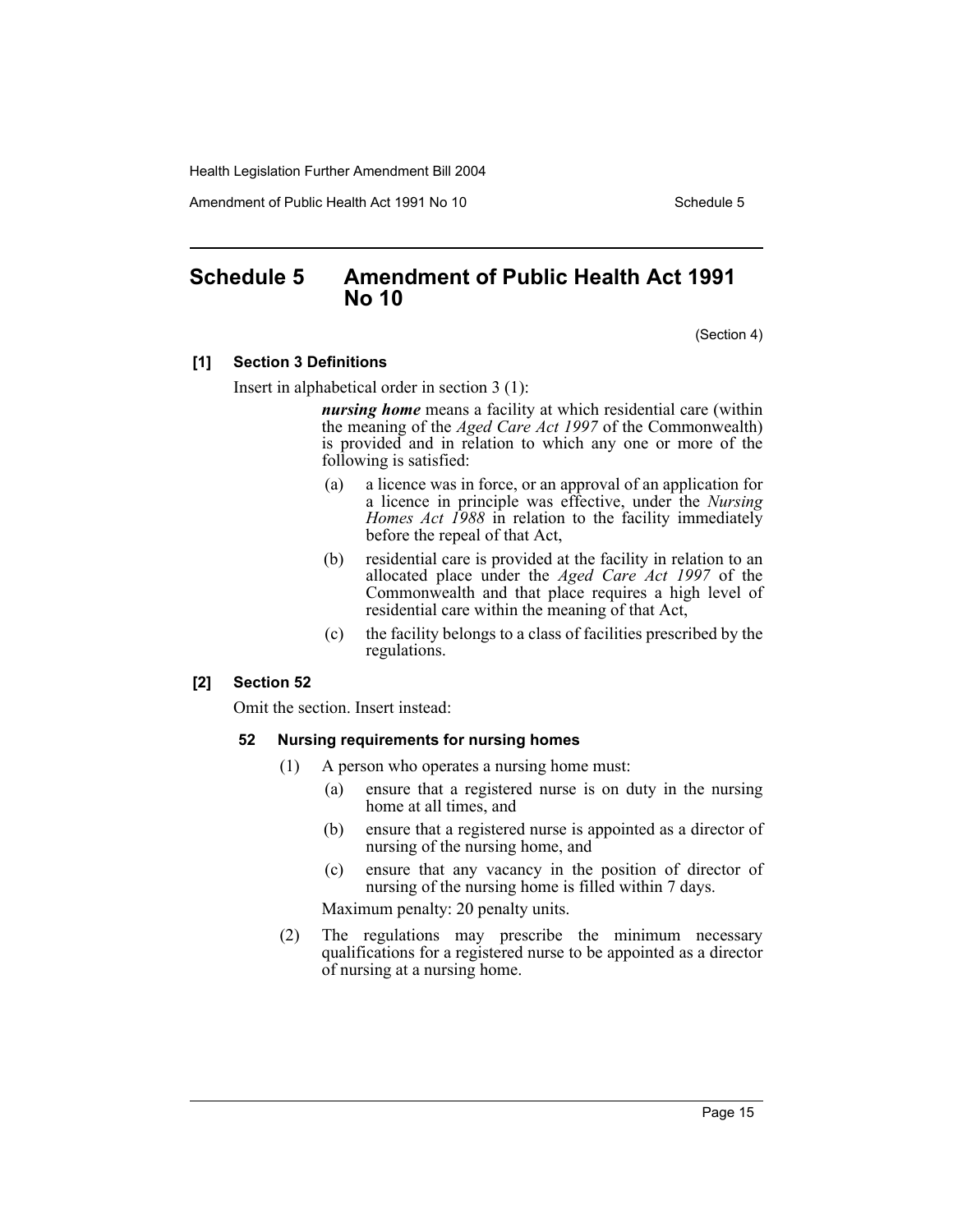# Schedule 5 Amendment of Public Health Act 1991 No 10

(Section 4)

**[1] Section 3 Definitions**

Insert in alphabetical order in section 3 (1):

> ***nursing home*** means a facility at which residential care (within the meaning of the *Aged Care Act 1997* of the Commonwealth) is provided and in relation to which any one or more of the following is satisfied:
>
> (a) a licence was in force, or an approval of an application for a licence in principle was effective, under the *Nursing Homes Act 1988* in relation to the facility immediately before the repeal of that Act,
>
> (b) residential care is provided at the facility in relation to an allocated place under the *Aged Care Act 1997* of the Commonwealth and that place requires a high level of residential care within the meaning of that Act,
>
> (c) the facility belongs to a class of facilities prescribed by the regulations.

**[2] Section 52**

Omit the section. Insert instead:

> **52 Nursing requirements for nursing homes**
>
> (1) A person who operates a nursing home must:
>
> (a) ensure that a registered nurse is on duty in the nursing home at all times, and
>
> (b) ensure that a registered nurse is appointed as a director of nursing of the nursing home, and
>
> (c) ensure that any vacancy in the position of director of nursing of the nursing home is filled within 7 days.
>
> Maximum penalty: 20 penalty units.
>
> (2) The regulations may prescribe the minimum necessary qualifications for a registered nurse to be appointed as a director of nursing at a nursing home.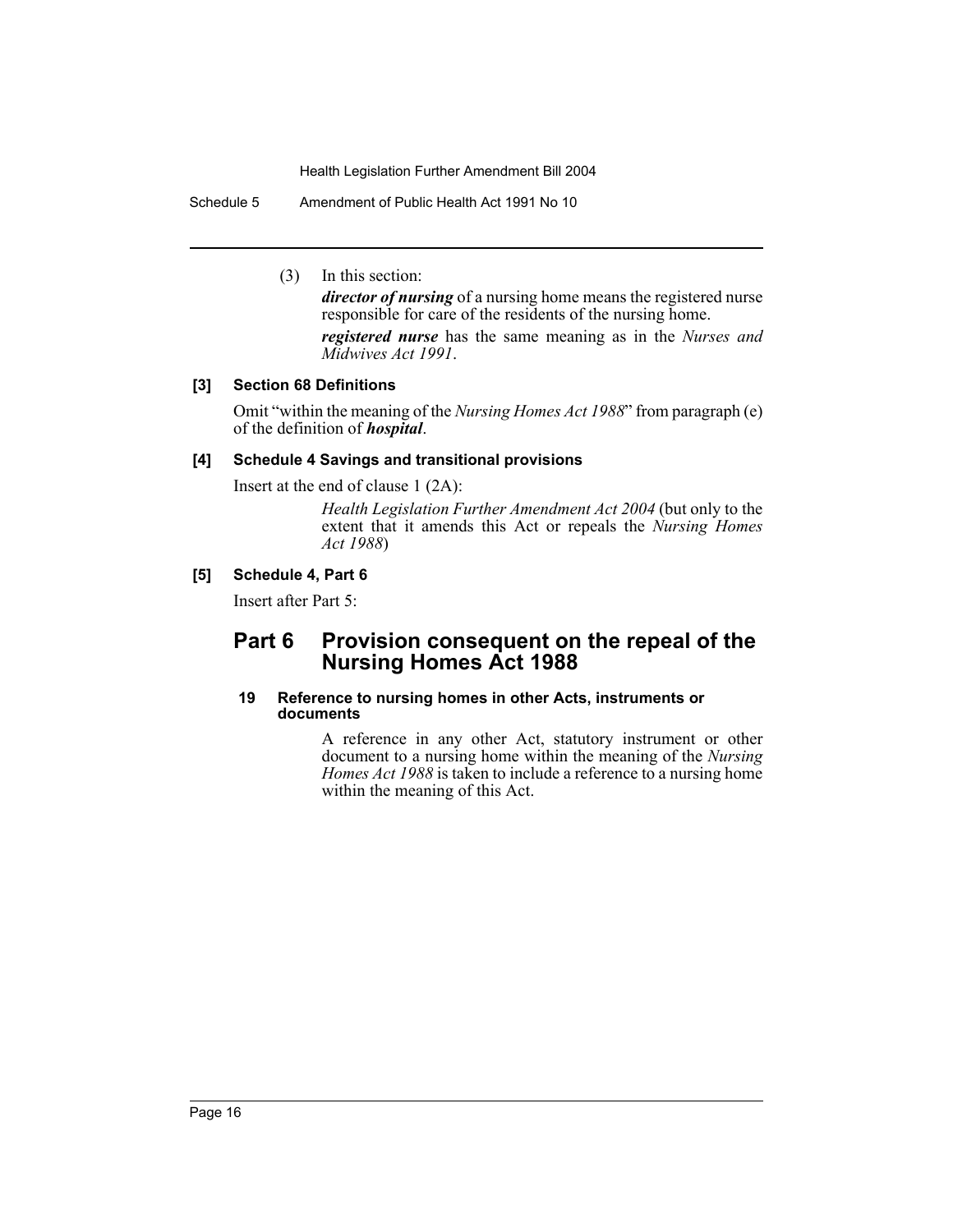(3) In this section:

***director of nursing*** of a nursing home means the registered nurse responsible for care of the residents of the nursing home.

***registered nurse*** has the same meaning as in the *Nurses and Midwives Act 1991*.

**[3] Section 68 Definitions**

Omit "within the meaning of the *Nursing Homes Act 1988*" from paragraph (e) of the definition of ***hospital***.

**[4] Schedule 4 Savings and transitional provisions**

Insert at the end of clause 1 (2A):

> *Health Legislation Further Amendment Act 2004* (but only to the extent that it amends this Act or repeals the *Nursing Homes Act 1988*)

**[5] Schedule 4, Part 6**

Insert after Part 5:

## Part 6 Provision consequent on the repeal of the Nursing Homes Act 1988

#### 19 Reference to nursing homes in other Acts, instruments or documents

A reference in any other Act, statutory instrument or other document to a nursing home within the meaning of the *Nursing Homes Act 1988* is taken to include a reference to a nursing home within the meaning of this Act.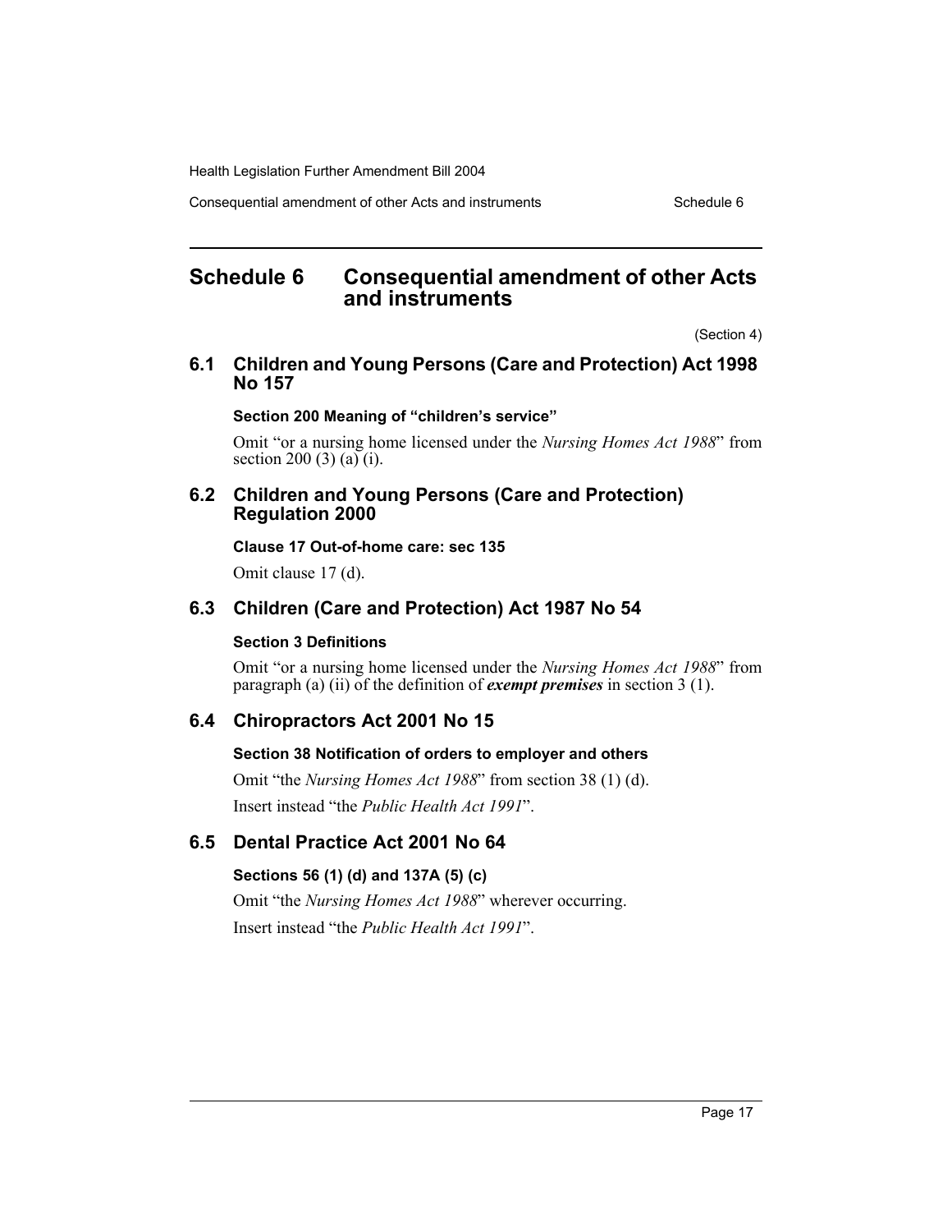# Schedule 6 Consequential amendment of other Acts and instruments

(Section 4)

## 6.1 Children and Young Persons (Care and Protection) Act 1998 No 157

### Section 200 Meaning of "children's service"

Omit "or a nursing home licensed under the *Nursing Homes Act 1988*" from section 200 (3) (a) (i).

## 6.2 Children and Young Persons (Care and Protection) Regulation 2000

### Clause 17 Out-of-home care: sec 135

Omit clause 17 (d).

## 6.3 Children (Care and Protection) Act 1987 No 54

### Section 3 Definitions

Omit "or a nursing home licensed under the *Nursing Homes Act 1988*" from paragraph (a) (ii) of the definition of ***exempt premises*** in section 3 (1).

## 6.4 Chiropractors Act 2001 No 15

### Section 38 Notification of orders to employer and others

Omit "the *Nursing Homes Act 1988*" from section 38 (1) (d).

Insert instead "the *Public Health Act 1991*".

## 6.5 Dental Practice Act 2001 No 64

### Sections 56 (1) (d) and 137A (5) (c)

Omit "the *Nursing Homes Act 1988*" wherever occurring.

Insert instead "the *Public Health Act 1991*".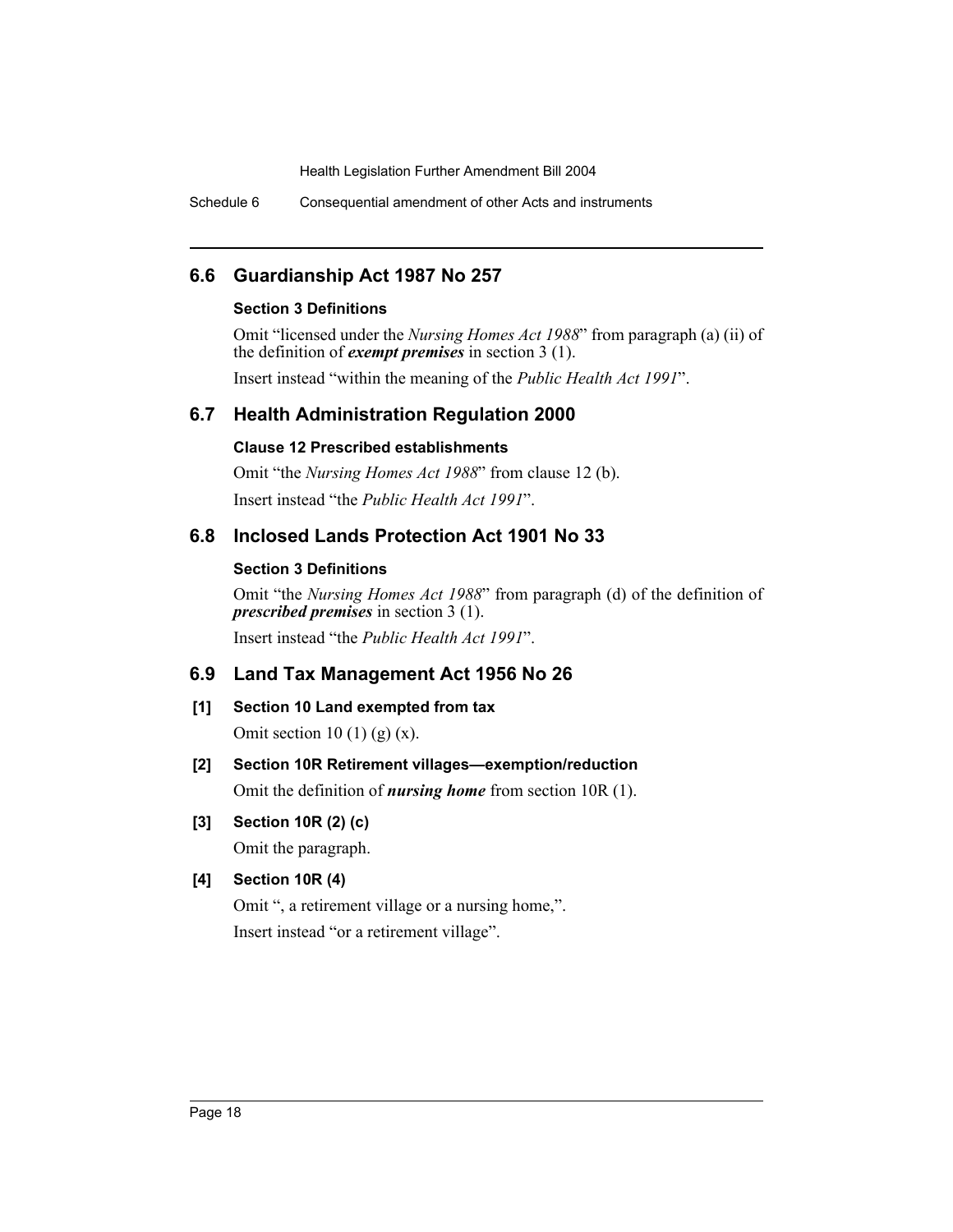## 6.6 Guardianship Act 1987 No 257

### Section 3 Definitions

Omit "licensed under the *Nursing Homes Act 1988*" from paragraph (a) (ii) of the definition of ***exempt premises*** in section 3 (1).

Insert instead "within the meaning of the *Public Health Act 1991*".

## 6.7 Health Administration Regulation 2000

### Clause 12 Prescribed establishments

Omit "the *Nursing Homes Act 1988*" from clause 12 (b).

Insert instead "the *Public Health Act 1991*".

## 6.8 Inclosed Lands Protection Act 1901 No 33

### Section 3 Definitions

Omit "the *Nursing Homes Act 1988*" from paragraph (d) of the definition of ***prescribed premises*** in section 3 (1).

Insert instead "the *Public Health Act 1991*".

## 6.9 Land Tax Management Act 1956 No 26

### [1] Section 10 Land exempted from tax

Omit section 10 (1) (g) (x).

### [2] Section 10R Retirement villages—exemption/reduction

Omit the definition of ***nursing home*** from section 10R (1).

### [3] Section 10R (2) (c)

Omit the paragraph.

### [4] Section 10R (4)

Omit ", a retirement village or a nursing home,".

Insert instead "or a retirement village".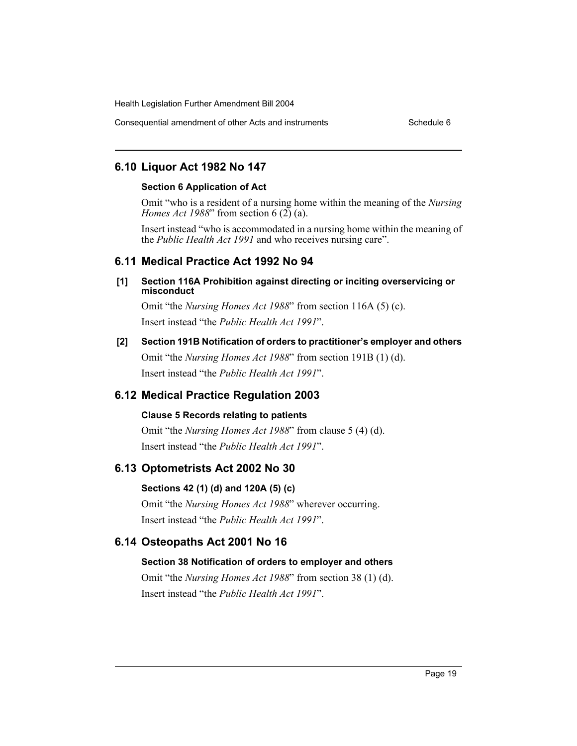## 6.10 Liquor Act 1982 No 147

### Section 6 Application of Act

Omit "who is a resident of a nursing home within the meaning of the *Nursing Homes Act 1988*" from section 6 (2) (a).

Insert instead "who is accommodated in a nursing home within the meaning of the *Public Health Act 1991* and who receives nursing care".

## 6.11 Medical Practice Act 1992 No 94

### [1] Section 116A Prohibition against directing or inciting overservicing or misconduct

Omit "the *Nursing Homes Act 1988*" from section 116A (5) (c).

Insert instead "the *Public Health Act 1991*".

### [2] Section 191B Notification of orders to practitioner's employer and others

Omit "the *Nursing Homes Act 1988*" from section 191B (1) (d).

Insert instead "the *Public Health Act 1991*".

## 6.12 Medical Practice Regulation 2003

### Clause 5 Records relating to patients

Omit "the *Nursing Homes Act 1988*" from clause 5 (4) (d).

Insert instead "the *Public Health Act 1991*".

## 6.13 Optometrists Act 2002 No 30

### Sections 42 (1) (d) and 120A (5) (c)

Omit "the *Nursing Homes Act 1988*" wherever occurring.

Insert instead "the *Public Health Act 1991*".

## 6.14 Osteopaths Act 2001 No 16

### Section 38 Notification of orders to employer and others

Omit "the *Nursing Homes Act 1988*" from section 38 (1) (d).

Insert instead "the *Public Health Act 1991*".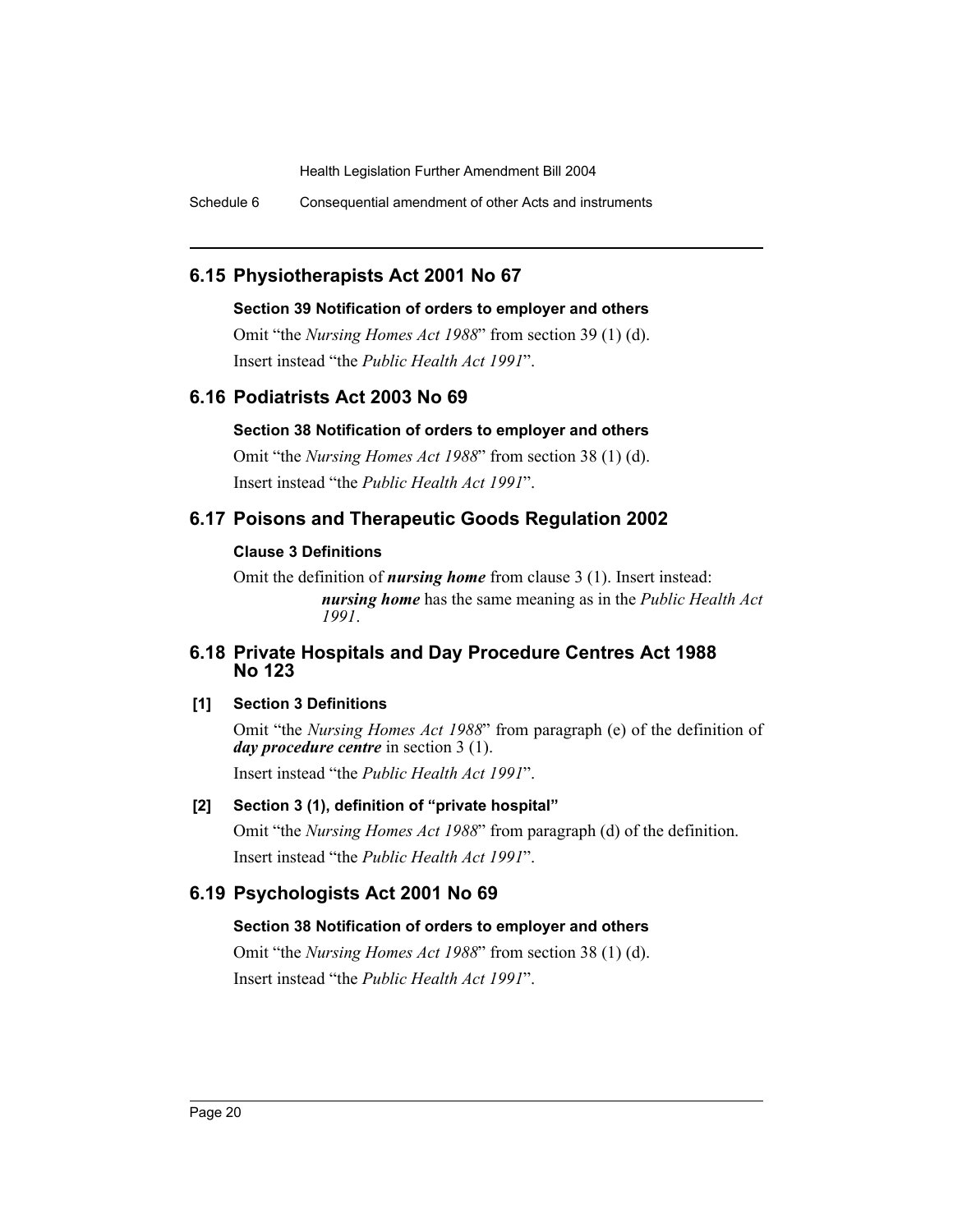## 6.15 Physiotherapists Act 2001 No 67

### Section 39 Notification of orders to employer and others

Omit "the *Nursing Homes Act 1988*" from section 39 (1) (d).

Insert instead "the *Public Health Act 1991*".

## 6.16 Podiatrists Act 2003 No 69

### Section 38 Notification of orders to employer and others

Omit "the *Nursing Homes Act 1988*" from section 38 (1) (d).

Insert instead "the *Public Health Act 1991*".

## 6.17 Poisons and Therapeutic Goods Regulation 2002

### Clause 3 Definitions

Omit the definition of ***nursing home*** from clause 3 (1). Insert instead:

> ***nursing home*** has the same meaning as in the *Public Health Act 1991*.

## 6.18 Private Hospitals and Day Procedure Centres Act 1988 No 123

### [1] Section 3 Definitions

Omit "the *Nursing Homes Act 1988*" from paragraph (e) of the definition of ***day procedure centre*** in section 3 (1).

Insert instead "the *Public Health Act 1991*".

### [2] Section 3 (1), definition of "private hospital"

Omit "the *Nursing Homes Act 1988*" from paragraph (d) of the definition.

Insert instead "the *Public Health Act 1991*".

## 6.19 Psychologists Act 2001 No 69

### Section 38 Notification of orders to employer and others

Omit "the *Nursing Homes Act 1988*" from section 38 (1) (d).

Insert instead "the *Public Health Act 1991*".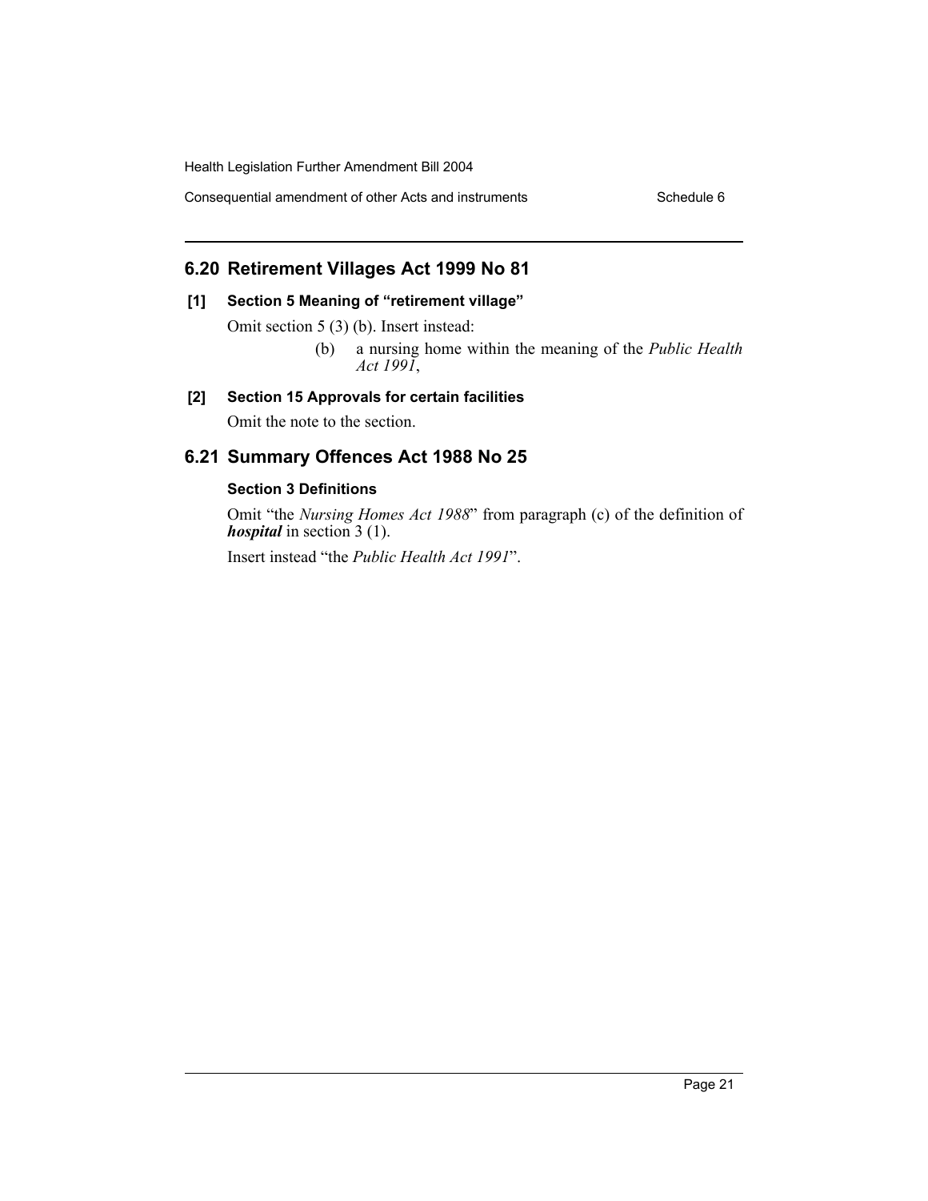## 6.20 Retirement Villages Act 1999 No 81

### [1] Section 5 Meaning of "retirement village"

Omit section 5 (3) (b). Insert instead:

> (b) a nursing home within the meaning of the *Public Health Act 1991*,

### [2] Section 15 Approvals for certain facilities

Omit the note to the section.

## 6.21 Summary Offences Act 1988 No 25

### Section 3 Definitions

Omit "the *Nursing Homes Act 1988*" from paragraph (c) of the definition of ***hospital*** in section 3 (1).

Insert instead "the *Public Health Act 1991*".